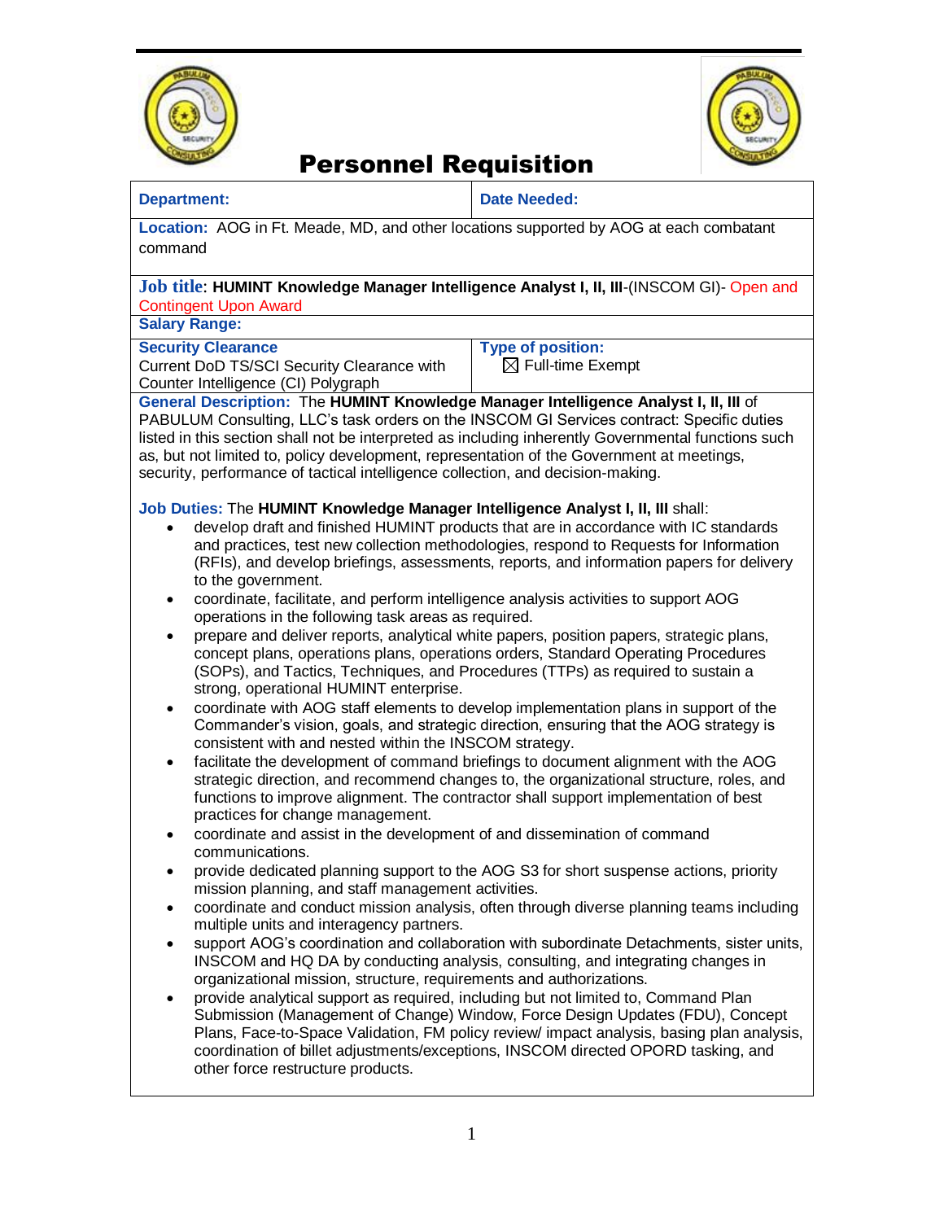# Personnel Requisition

| **Department:** | **Date Needed:** |
|---|---|
| **Location:** AOG in Ft. Meade, MD, and other locations supported by AOG at each combatant command | |
| **Job title**: **HUMINT Knowledge Manager Intelligence Analyst I, II, III**-(INSCOM GI)- Open and Contingent Upon Award | |
| **Salary Range:** | |
| **Security Clearance** Current DoD TS/SCI Security Clearance with Counter Intelligence (CI) Polygraph | **Type of position:** ☒ Full-time Exempt |

**General Description:** The **HUMINT Knowledge Manager Intelligence Analyst I, II, III** of PABULUM Consulting, LLC's task orders on the INSCOM GI Services contract: Specific duties listed in this section shall not be interpreted as including inherently Governmental functions such as, but not limited to, policy development, representation of the Government at meetings, security, performance of tactical intelligence collection, and decision-making.

**Job Duties:** The **HUMINT Knowledge Manager Intelligence Analyst I, II, III** shall:

- develop draft and finished HUMINT products that are in accordance with IC standards and practices, test new collection methodologies, respond to Requests for Information (RFIs), and develop briefings, assessments, reports, and information papers for delivery to the government.
- coordinate, facilitate, and perform intelligence analysis activities to support AOG operations in the following task areas as required.
- prepare and deliver reports, analytical white papers, position papers, strategic plans, concept plans, operations plans, operations orders, Standard Operating Procedures (SOPs), and Tactics, Techniques, and Procedures (TTPs) as required to sustain a strong, operational HUMINT enterprise.
- coordinate with AOG staff elements to develop implementation plans in support of the Commander's vision, goals, and strategic direction, ensuring that the AOG strategy is consistent with and nested within the INSCOM strategy.
- facilitate the development of command briefings to document alignment with the AOG strategic direction, and recommend changes to, the organizational structure, roles, and functions to improve alignment. The contractor shall support implementation of best practices for change management.
- coordinate and assist in the development of and dissemination of command communications.
- provide dedicated planning support to the AOG S3 for short suspense actions, priority mission planning, and staff management activities.
- coordinate and conduct mission analysis, often through diverse planning teams including multiple units and interagency partners.
- support AOG's coordination and collaboration with subordinate Detachments, sister units, INSCOM and HQ DA by conducting analysis, consulting, and integrating changes in organizational mission, structure, requirements and authorizations.
- provide analytical support as required, including but not limited to, Command Plan Submission (Management of Change) Window, Force Design Updates (FDU), Concept Plans, Face-to-Space Validation, FM policy review/ impact analysis, basing plan analysis, coordination of billet adjustments/exceptions, INSCOM directed OPORD tasking, and other force restructure products.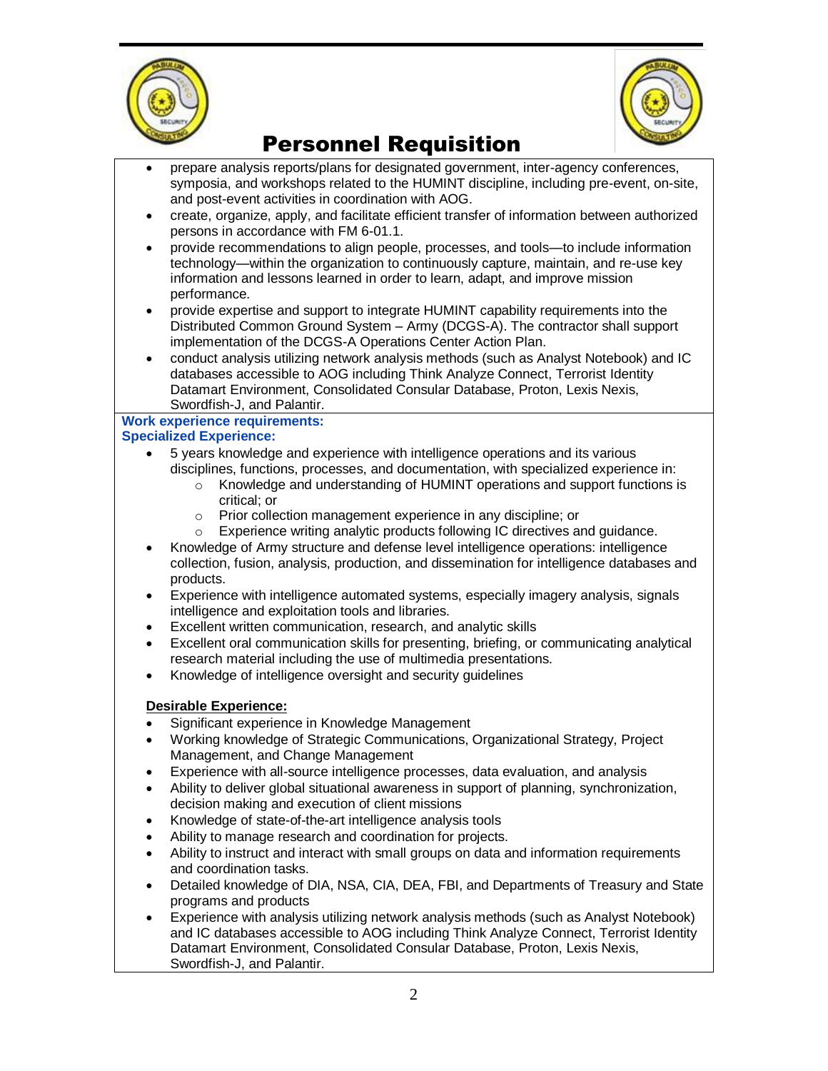# Personnel Requisition

- prepare analysis reports/plans for designated government, inter-agency conferences, symposia, and workshops related to the HUMINT discipline, including pre-event, on-site, and post-event activities in coordination with AOG.
- create, organize, apply, and facilitate efficient transfer of information between authorized persons in accordance with FM 6-01.1.
- provide recommendations to align people, processes, and tools—to include information technology—within the organization to continuously capture, maintain, and re-use key information and lessons learned in order to learn, adapt, and improve mission performance.
- provide expertise and support to integrate HUMINT capability requirements into the Distributed Common Ground System – Army (DCGS-A). The contractor shall support implementation of the DCGS-A Operations Center Action Plan.
- conduct analysis utilizing network analysis methods (such as Analyst Notebook) and IC databases accessible to AOG including Think Analyze Connect, Terrorist Identity Datamart Environment, Consolidated Consular Database, Proton, Lexis Nexis, Swordfish-J, and Palantir.

**Work experience requirements:**
**Specialized Experience:**

- 5 years knowledge and experience with intelligence operations and its various disciplines, functions, processes, and documentation, with specialized experience in:
  - Knowledge and understanding of HUMINT operations and support functions is critical; or
  - Prior collection management experience in any discipline; or
  - Experience writing analytic products following IC directives and guidance.
- Knowledge of Army structure and defense level intelligence operations: intelligence collection, fusion, analysis, production, and dissemination for intelligence databases and products.
- Experience with intelligence automated systems, especially imagery analysis, signals intelligence and exploitation tools and libraries.
- Excellent written communication, research, and analytic skills
- Excellent oral communication skills for presenting, briefing, or communicating analytical research material including the use of multimedia presentations.
- Knowledge of intelligence oversight and security guidelines

**Desirable Experience:**

- Significant experience in Knowledge Management
- Working knowledge of Strategic Communications, Organizational Strategy, Project Management, and Change Management
- Experience with all-source intelligence processes, data evaluation, and analysis
- Ability to deliver global situational awareness in support of planning, synchronization, decision making and execution of client missions
- Knowledge of state-of-the-art intelligence analysis tools
- Ability to manage research and coordination for projects.
- Ability to instruct and interact with small groups on data and information requirements and coordination tasks.
- Detailed knowledge of DIA, NSA, CIA, DEA, FBI, and Departments of Treasury and State programs and products
- Experience with analysis utilizing network analysis methods (such as Analyst Notebook) and IC databases accessible to AOG including Think Analyze Connect, Terrorist Identity Datamart Environment, Consolidated Consular Database, Proton, Lexis Nexis, Swordfish-J, and Palantir.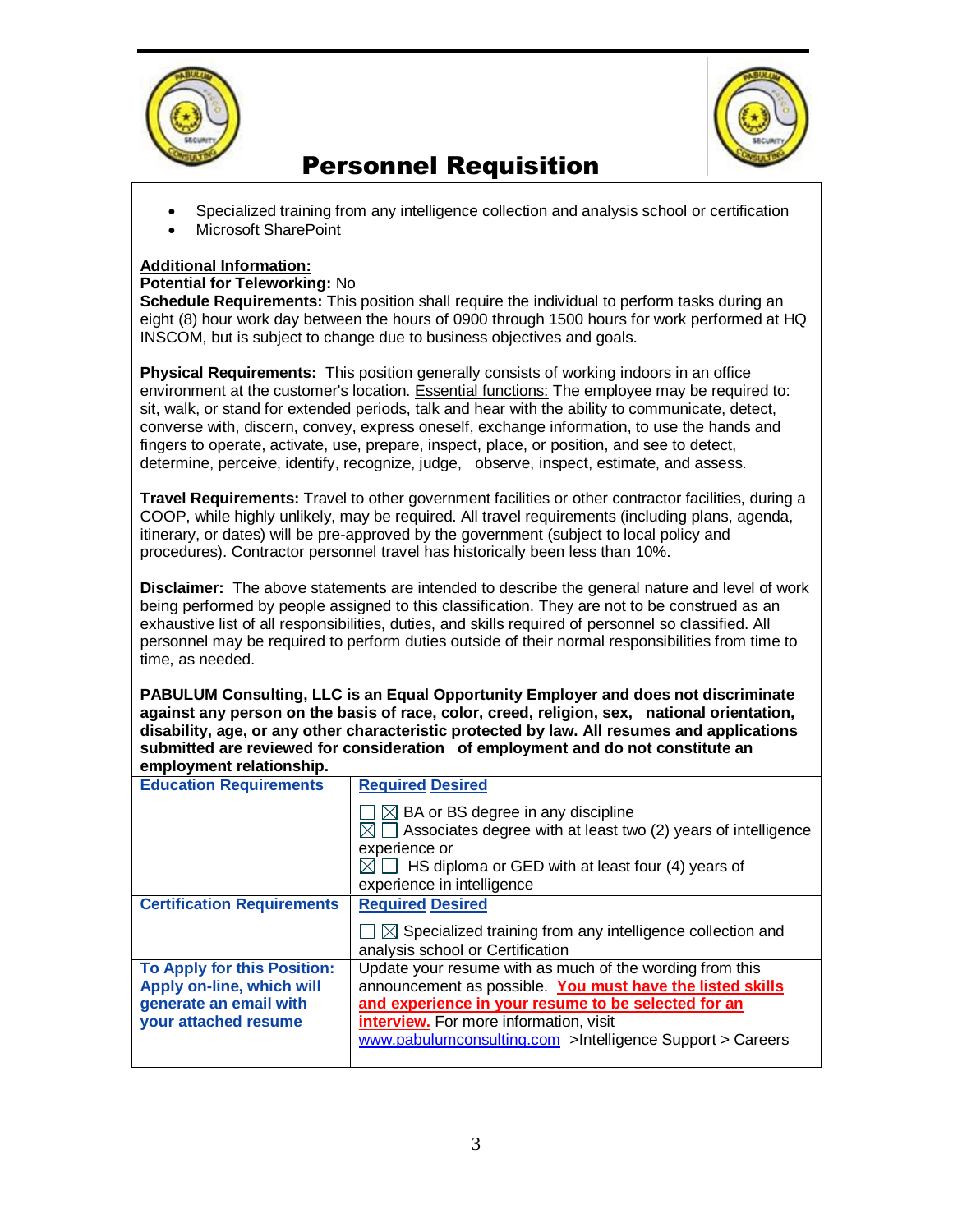# Personnel Requisition

- Specialized training from any intelligence collection and analysis school or certification
- Microsoft SharePoint

**Additional Information:**

**Potential for Teleworking:** No

**Schedule Requirements:** This position shall require the individual to perform tasks during an eight (8) hour work day between the hours of 0900 through 1500 hours for work performed at HQ INSCOM, but is subject to change due to business objectives and goals.

**Physical Requirements:** This position generally consists of working indoors in an office environment at the customer's location. Essential functions: The employee may be required to: sit, walk, or stand for extended periods, talk and hear with the ability to communicate, detect, converse with, discern, convey, express oneself, exchange information, to use the hands and fingers to operate, activate, use, prepare, inspect, place, or position, and see to detect, determine, perceive, identify, recognize, judge, observe, inspect, estimate, and assess.

**Travel Requirements:** Travel to other government facilities or other contractor facilities, during a COOP, while highly unlikely, may be required. All travel requirements (including plans, agenda, itinerary, or dates) will be pre-approved by the government (subject to local policy and procedures). Contractor personnel travel has historically been less than 10%.

**Disclaimer:** The above statements are intended to describe the general nature and level of work being performed by people assigned to this classification. They are not to be construed as an exhaustive list of all responsibilities, duties, and skills required of personnel so classified. All personnel may be required to perform duties outside of their normal responsibilities from time to time, as needed.

**PABULUM Consulting, LLC is an Equal Opportunity Employer and does not discriminate against any person on the basis of race, color, creed, religion, sex, national orientation, disability, age, or any other characteristic protected by law. All resumes and applications submitted are reviewed for consideration of employment and do not constitute an employment relationship.**

| | |
|---|---|
| **Education Requirements** | **Required Desired**<br>☐ ☒ BA or BS degree in any discipline<br>☒ ☐ Associates degree with at least two (2) years of intelligence experience or<br>☒ ☐ HS diploma or GED with at least four (4) years of experience in intelligence |
| **Certification Requirements** | **Required Desired**<br>☐ ☒ Specialized training from any intelligence collection and analysis school or Certification |
| **To Apply for this Position: Apply on-line, which will generate an email with your attached resume** | Update your resume with as much of the wording from this announcement as possible. **You must have the listed skills and experience in your resume to be selected for an interview.** For more information, visit www.pabulumconsulting.com >Intelligence Support > Careers |